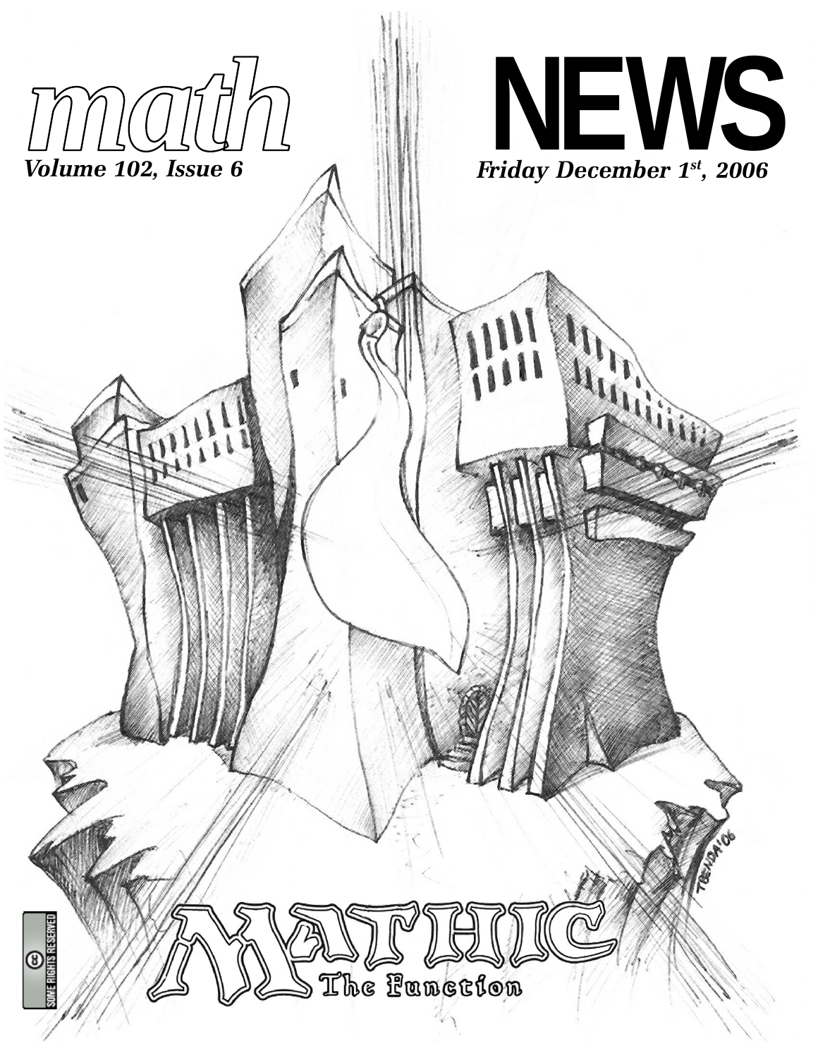# *math* NEWS

*Volume 102, Issue 6*

*Friday December 1st, 2006*

MATHIC

The Function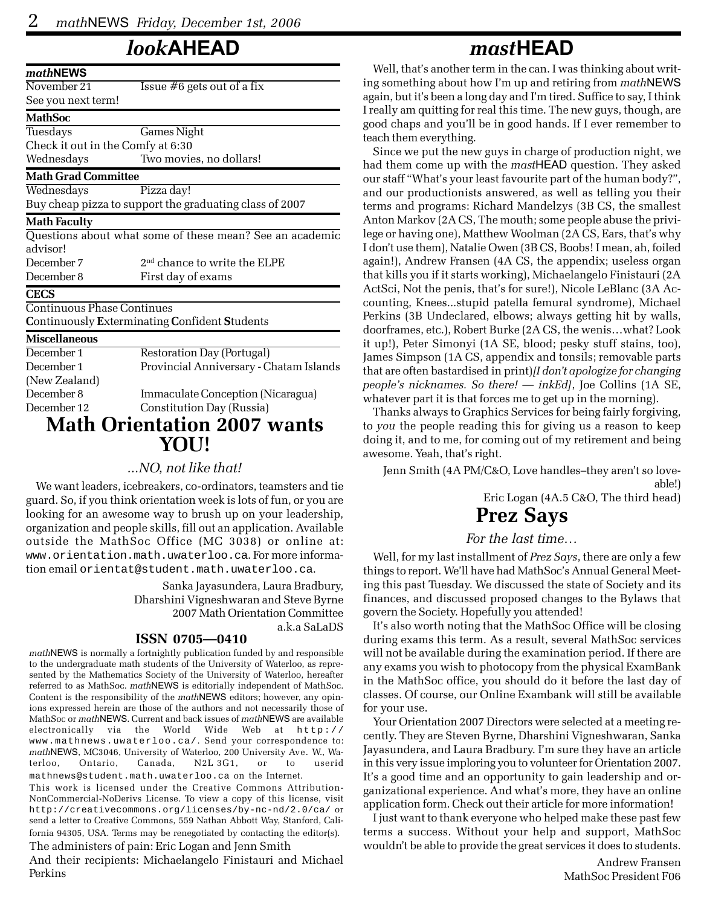# *look*AHEAD

### *math*NEWS

| | |
|---|---|
| November 21 | Issue #6 gets out of a fix |
| See you next term! | |

### MathSoc

| | |
|---|---|
| Tuesdays | Games Night |
| Check it out in the Comfy at 6:30 | |
| Wednesdays | Two movies, no dollars! |

### Math Grad Committee

| | |
|---|---|
| Wednesdays | Pizza day! |
| Buy cheap pizza to support the graduating class of 2007 | |

### Math Faculty

Questions about what some of these mean? See an academic advisor!

| | |
|---|---|
| December 7 | 2nd chance to write the ELPE |
| December 8 | First day of exams |

### CECS

Continuous Phase Continues

**C**ontinuously **E**xterminating **C**onfident **S**tudents

### Miscellaneous

| | |
|---|---|
| December 1 | Restoration Day (Portugal) |
| December 1 | Provincial Anniversary - Chatam Islands (New Zealand) |
| December 8 | Immaculate Conception (Nicaragua) |
| December 12 | Constitution Day (Russia) |

# Math Orientation 2007 wants YOU!

*...NO, not like that!*

We want leaders, icebreakers, co-ordinators, teamsters and tie guard. So, if you think orientation week is lots of fun, or you are looking for an awesome way to brush up on your leadership, organization and people skills, fill out an application. Available outside the MathSoc Office (MC 3038) or online at: www.orientation.math.uwaterloo.ca. For more information email orientat@student.math.uwaterloo.ca.

Sanka Jayasundera, Laura Bradbury, Dharshini Vigneshwaran and Steve Byrne
2007 Math Orientation Committee
a.k.a SaLaDS

### ISSN 0705—0410

*math*NEWS is normally a fortnightly publication funded by and responsible to the undergraduate math students of the University of Waterloo, as represented by the Mathematics Society of the University of Waterloo, hereafter referred to as MathSoc. *math*NEWS is editorially independent of MathSoc. Content is the responsibility of the *math*NEWS editors; however, any opinions expressed herein are those of the authors and not necessarily those of MathSoc or *math*NEWS. Current and back issues of *math*NEWS are available electronically via the World Wide Web at http://www.mathnews.uwaterloo.ca/. Send your correspondence to: *math*NEWS, MC3046, University of Waterloo, 200 University Ave. W., Waterloo, Ontario, Canada, N2L 3G1, or to userid mathnews@student.math.uwaterloo.ca on the Internet.

This work is licensed under the Creative Commons Attribution-NonCommercial-NoDerivs License. To view a copy of this license, visit http://creativecommons.org/licenses/by-nc-nd/2.0/ca/ or send a letter to Creative Commons, 559 Nathan Abbott Way, Stanford, California 94305, USA. Terms may be renegotiated by contacting the editor(s).

The administers of pain: Eric Logan and Jenn Smith

And their recipients: Michaelangelo Finistauri and Michael Perkins

# *mast*HEAD

Well, that's another term in the can. I was thinking about writing something about how I'm up and retiring from *math*NEWS again, but it's been a long day and I'm tired. Suffice to say, I think I really am quitting for real this time. The new guys, though, are good chaps and you'll be in good hands. If I ever remember to teach them everything.

Since we put the new guys in charge of production night, we had them come up with the *mast*HEAD question. They asked our staff "What's your least favourite part of the human body?", and our productionists answered, as well as telling you their terms and programs: Richard Mandelzys (3B CS, the smallest Anton Markov (2A CS, The mouth; some people abuse the privilege or having one), Matthew Woolman (2A CS, Ears, that's why I don't use them), Natalie Owen (3B CS, Boobs! I mean, ah, foiled again!), Andrew Fransen (4A CS, the appendix; useless organ that kills you if it starts working), Michaelangelo Finistauri (2A ActSci, Not the penis, that's for sure!), Nicole LeBlanc (3A Accounting, Knees...stupid patella femural syndrome), Michael Perkins (3B Undeclared, elbows; always getting hit by walls, doorframes, etc.), Robert Burke (2A CS, the wenis…what? Look it up!), Peter Simonyi (1A SE, blood; pesky stuff stains, too), James Simpson (1A CS, appendix and tonsils; removable parts that are often bastardised in print)*[I don't apologize for changing people's nicknames. So there! — inkEd]*, Joe Collins (1A SE, whatever part it is that forces me to get up in the morning).

Thanks always to Graphics Services for being fairly forgiving, to *you* the people reading this for giving us a reason to keep doing it, and to me, for coming out of my retirement and being awesome. Yeah, that's right.

Jenn Smith (4A PM/C&O, Love handles–they aren't so loveable!)
Eric Logan (4A.5 C&O, The third head)

# Prez Says

*For the last time…*

Well, for my last installment of *Prez Says*, there are only a few things to report. We'll have had MathSoc's Annual General Meeting this past Tuesday. We discussed the state of Society and its finances, and discussed proposed changes to the Bylaws that govern the Society. Hopefully you attended!

It's also worth noting that the MathSoc Office will be closing during exams this term. As a result, several MathSoc services will not be available during the examination period. If there are any exams you wish to photocopy from the physical ExamBank in the MathSoc office, you should do it before the last day of classes. Of course, our Online Exambank will still be available for your use.

Your Orientation 2007 Directors were selected at a meeting recently. They are Steven Byrne, Dharshini Vigneshwaran, Sanka Jayasundera, and Laura Bradbury. I'm sure they have an article in this very issue imploring you to volunteer for Orientation 2007. It's a good time and an opportunity to gain leadership and organizational experience. And what's more, they have an online application form. Check out their article for more information!

I just want to thank everyone who helped make these past few terms a success. Without your help and support, MathSoc wouldn't be able to provide the great services it does to students.

Andrew Fransen
MathSoc President F06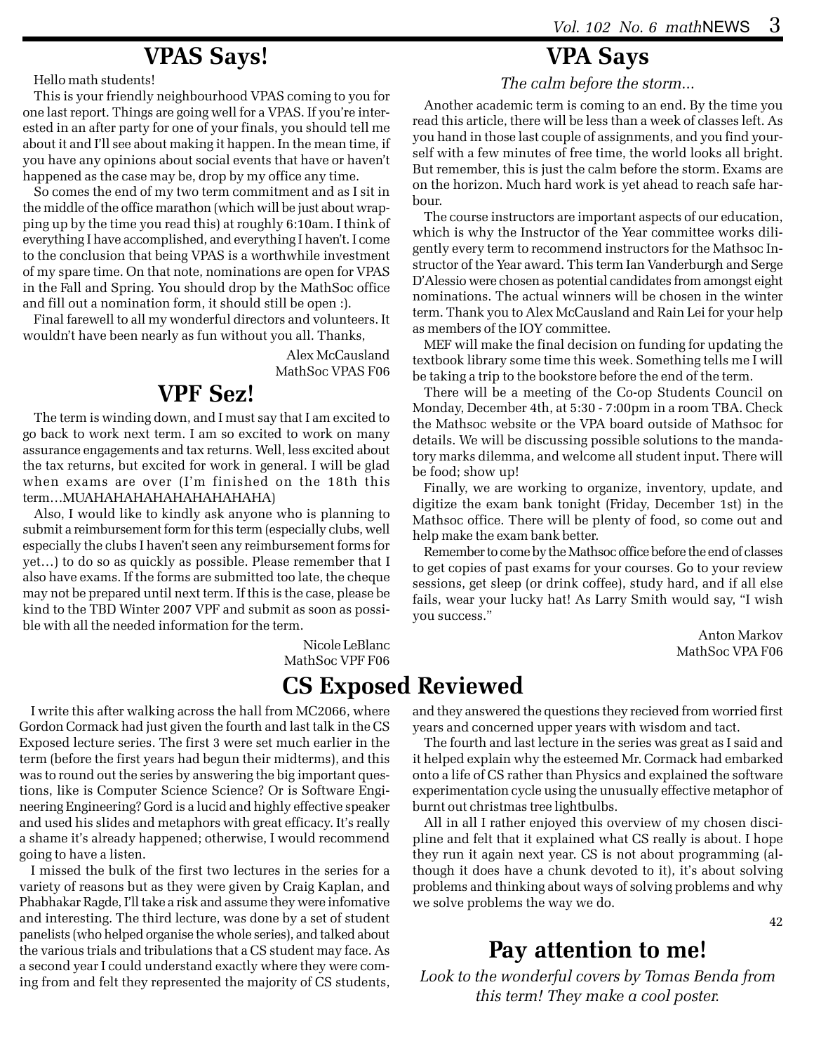## VPAS Says!

Hello math students!

This is your friendly neighbourhood VPAS coming to you for one last report. Things are going well for a VPAS. If you're interested in an after party for one of your finals, you should tell me about it and I'll see about making it happen. In the mean time, if you have any opinions about social events that have or haven't happened as the case may be, drop by my office any time.

So comes the end of my two term commitment and as I sit in the middle of the office marathon (which will be just about wrapping up by the time you read this) at roughly 6:10am. I think of everything I have accomplished, and everything I haven't. I come to the conclusion that being VPAS is a worthwhile investment of my spare time. On that note, nominations are open for VPAS in the Fall and Spring. You should drop by the MathSoc office and fill out a nomination form, it should still be open :).

Final farewell to all my wonderful directors and volunteers. It wouldn't have been nearly as fun without you all. Thanks,

Alex McCausland
MathSoc VPAS F06

## VPF Sez!

The term is winding down, and I must say that I am excited to go back to work next term. I am so excited to work on many assurance engagements and tax returns. Well, less excited about the tax returns, but excited for work in general. I will be glad when exams are over (I'm finished on the 18th this term…MUAHAHAHAHAHAHAHAHAHA)

Also, I would like to kindly ask anyone who is planning to submit a reimbursement form for this term (especially clubs, well especially the clubs I haven't seen any reimbursement forms for yet…) to do so as quickly as possible. Please remember that I also have exams. If the forms are submitted too late, the cheque may not be prepared until next term. If this is the case, please be kind to the TBD Winter 2007 VPF and submit as soon as possible with all the needed information for the term.

Nicole LeBlanc
MathSoc VPF F06

## VPA Says

*The calm before the storm...*

Another academic term is coming to an end. By the time you read this article, there will be less than a week of classes left. As you hand in those last couple of assignments, and you find yourself with a few minutes of free time, the world looks all bright. But remember, this is just the calm before the storm. Exams are on the horizon. Much hard work is yet ahead to reach safe harbour.

The course instructors are important aspects of our education, which is why the Instructor of the Year committee works diligently every term to recommend instructors for the Mathsoc Instructor of the Year award. This term Ian Vanderburgh and Serge D'Alessio were chosen as potential candidates from amongst eight nominations. The actual winners will be chosen in the winter term. Thank you to Alex McCausland and Rain Lei for your help as members of the IOY committee.

MEF will make the final decision on funding for updating the textbook library some time this week. Something tells me I will be taking a trip to the bookstore before the end of the term.

There will be a meeting of the Co-op Students Council on Monday, December 4th, at 5:30 - 7:00pm in a room TBA. Check the Mathsoc website or the VPA board outside of Mathsoc for details. We will be discussing possible solutions to the mandatory marks dilemma, and welcome all student input. There will be food; show up!

Finally, we are working to organize, inventory, update, and digitize the exam bank tonight (Friday, December 1st) in the Mathsoc office. There will be plenty of food, so come out and help make the exam bank better.

Remember to come by the Mathsoc office before the end of classes to get copies of past exams for your courses. Go to your review sessions, get sleep (or drink coffee), study hard, and if all else fails, wear your lucky hat! As Larry Smith would say, "I wish you success."

Anton Markov
MathSoc VPA F06

## CS Exposed Reviewed

I write this after walking across the hall from MC2066, where Gordon Cormack had just given the fourth and last talk in the CS Exposed lecture series. The first 3 were set much earlier in the term (before the first years had begun their midterms), and this was to round out the series by answering the big important questions, like is Computer Science Science? Or is Software Engineering Engineering? Gord is a lucid and highly effective speaker and used his slides and metaphors with great efficacy. It's really a shame it's already happened; otherwise, I would recommend going to have a listen.

I missed the bulk of the first two lectures in the series for a variety of reasons but as they were given by Craig Kaplan, and Phabhakar Ragde, I'll take a risk and assume they were infomative and interesting. The third lecture, was done by a set of student panelists (who helped organise the whole series), and talked about the various trials and tribulations that a CS student may face. As a second year I could understand exactly where they were coming from and felt they represented the majority of CS students, and they answered the questions they recieved from worried first years and concerned upper years with wisdom and tact.

The fourth and last lecture in the series was great as I said and it helped explain why the esteemed Mr. Cormack had embarked onto a life of CS rather than Physics and explained the software experimentation cycle using the unusually effective metaphor of burnt out christmas tree lightbulbs.

All in all I rather enjoyed this overview of my chosen discipline and felt that it explained what CS really is about. I hope they run it again next year. CS is not about programming (although it does have a chunk devoted to it), it's about solving problems and thinking about ways of solving problems and why we solve problems the way we do.

42

## Pay attention to me!

*Look to the wonderful covers by Tomas Benda from this term! They make a cool poster.*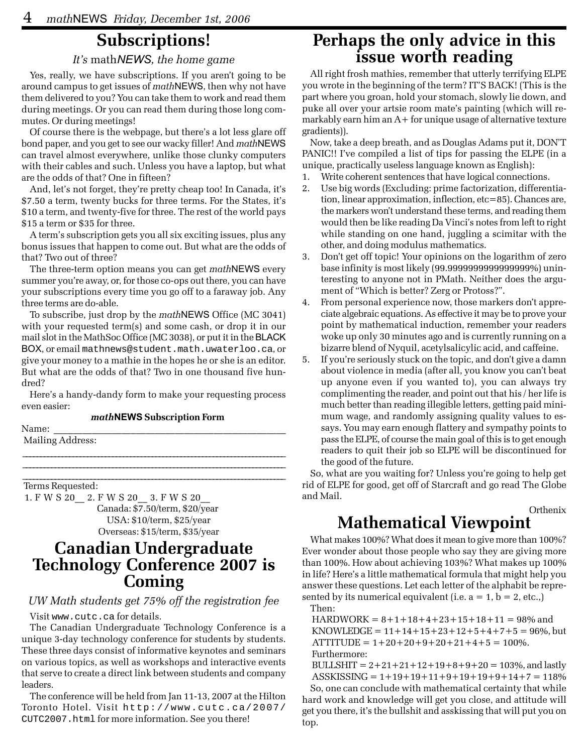## Subscriptions!

*It's* math*NEWS, the home game*

Yes, really, we have subscriptions. If you aren't going to be around campus to get issues of *math*NEWS, then why not have them delivered to you? You can take them to work and read them during meetings. Or you can read them during those long commutes. Or during meetings!

Of course there is the webpage, but there's a lot less glare off bond paper, and you get to see our wacky filler! And *math*NEWS can travel almost everywhere, unlike those clunky computers with their cables and such. Unless you have a laptop, but what are the odds of that? One in fifteen?

And, let's not forget, they're pretty cheap too! In Canada, it's $7.50 a term, twenty bucks for three terms. For the States, it's $10 a term, and twenty-five for three. The rest of the world pays $15 a term or $35 for three.

A term's subscription gets you all six exciting issues, plus any bonus issues that happen to come out. But what are the odds of that? Two out of three?

The three-term option means you can get *math*NEWS every summer you're away, or, for those co-ops out there, you can have your subscriptions every time you go off to a faraway job. Any three terms are do-able.

To subscribe, just drop by the *math*NEWS Office (MC 3041) with your requested term(s) and some cash, or drop it in our mail slot in the MathSoc Office (MC 3038), or put it in the BLACK BOX, or email `mathnews@student.math.uwaterloo.ca`, or give your money to a mathie in the hopes he or she is an editor. But what are the odds of that? Two in one thousand five hundred?

Here's a handy-dandy form to make your requesting process even easier:

**mathNEWS Subscription Form**

Name: ______________________________________________

Mailing Address:

______________________________________________

______________________________________________

______________________________________________

Terms Requested:

1. F W S 20__ 2. F W S 20__ 3. F W S 20__

Canada: $7.50/term, $20/year
USA: $10/term, $25/year
Overseas: $15/term, $35/year

## Canadian Undergraduate Technology Conference 2007 is Coming

*UW Math students get 75% off the registration fee*

Visit `www.cutc.ca` for details.

The Canadian Undergraduate Technology Conference is a unique 3-day technology conference for students by students. These three days consist of informative keynotes and seminars on various topics, as well as workshops and interactive events that serve to create a direct link between students and company leaders.

The conference will be held from Jan 11-13, 2007 at the Hilton Toronto Hotel. Visit `http://www.cutc.ca/2007/CUTC2007.html` for more information. See you there!

## Perhaps the only advice in this issue worth reading

All right frosh mathies, remember that utterly terrifying ELPE you wrote in the beginning of the term? IT'S BACK! (This is the part where you groan, hold your stomach, slowly lie down, and puke all over your artsie room mate's painting (which will remarkably earn him an A+ for unique usage of alternative texture gradients)).

Now, take a deep breath, and as Douglas Adams put it, DON'T PANIC!! I've compiled a list of tips for passing the ELPE (in a unique, practically useless language known as English):

1. Write coherent sentences that have logical connections.
2. Use big words (Excluding: prime factorization, differentiation, linear approximation, inflection, etc=85). Chances are, the markers won't understand these terms, and reading them would then be like reading Da Vinci's notes from left to right while standing on one hand, juggling a scimitar with the other, and doing modulus mathematics.
3. Don't get off topic! Your opinions on the logarithm of zero base infinity is most likely (99.9999999999999999%) uninteresting to anyone not in PMath. Neither does the argument of "Which is better? Zerg or Protoss?".
4. From personal experience now, those markers don't appreciate algebraic equations. As effective it may be to prove your point by mathematical induction, remember your readers woke up only 30 minutes ago and is currently running on a bizarre blend of Nyquil, acetylsalicylic acid, and caffeine.
5. If you're seriously stuck on the topic, and don't give a damn about violence in media (after all, you know you can't beat up anyone even if you wanted to), you can always try complimenting the reader, and point out that his / her life is much better than reading illegible letters, getting paid minimum wage, and randomly assigning quality values to essays. You may earn enough flattery and sympathy points to pass the ELPE, of course the main goal of this is to get enough readers to quit their job so ELPE will be discontinued for the good of the future.

So, what are you waiting for? Unless you're going to help get rid of ELPE for good, get off of Starcraft and go read The Globe and Mail.

Orthenix

## Mathematical Viewpoint

What makes 100%? What does it mean to give more than 100%? Ever wonder about those people who say they are giving more than 100%. How about achieving 103%? What makes up 100% in life? Here's a little mathematical formula that might help you answer these questions. Let each letter of the alphabit be represented by its numerical equivalent (i.e. a = 1, b = 2, etc.,)

Then:

HARDWORK = 8+1+18+4+23+15+18+11 = 98% and

KNOWLEDGE = 11+14+15+23+12+5+4+7+5 = 96%, but

ATTITUDE = 1+20+20+9+20+21+4+5 = 100%.

Furthermore:

BULLSHIT = 2+21+21+12+19+8+9+20 = 103%, and lastly

ASSKISSING = 1+19+19+11+9+19+19+9+14+7 = 118%

So, one can conclude with mathematical certainty that while hard work and knowledge will get you close, and attitude will get you there, it's the bullshit and asskissing that will put you on top.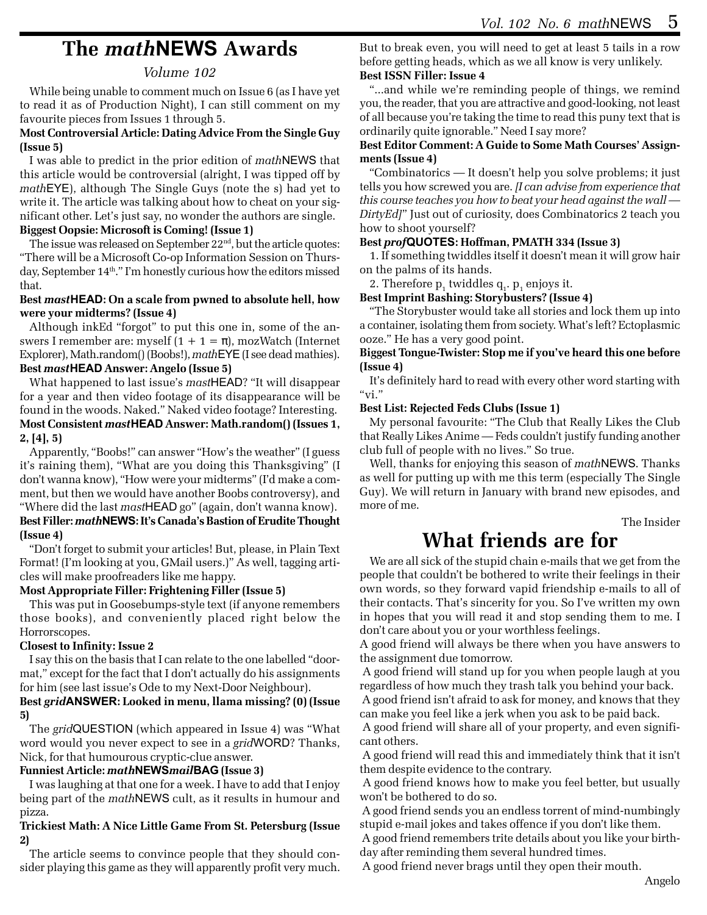# The *math*NEWS Awards

*Volume 102*

While being unable to comment much on Issue 6 (as I have yet to read it as of Production Night), I can still comment on my favourite pieces from Issues 1 through 5.

**Most Controversial Article: Dating Advice From the Single Guy (Issue 5)**

I was able to predict in the prior edition of *math*NEWS that this article would be controversial (alright, I was tipped off by *math*EYE), although The Single Guys (note the s) had yet to write it. The article was talking about how to cheat on your significant other. Let's just say, no wonder the authors are single.

**Biggest Oopsie: Microsoft is Coming! (Issue 1)**

The issue was released on September 22nd, but the article quotes: "There will be a Microsoft Co-op Information Session on Thursday, September 14th." I'm honestly curious how the editors missed that.

**Best *mast*HEAD: On a scale from pwned to absolute hell, how were your midterms? (Issue 4)**

Although inkEd "forgot" to put this one in, some of the answers I remember are: myself ($1 + 1 = \pi$), mozWatch (Internet Explorer), Math.random() (Boobs!), *math*EYE (I see dead mathies).

**Best *mast*HEAD Answer: Angelo (Issue 5)**

What happened to last issue's *mast*HEAD? "It will disappear for a year and then video footage of its disappearance will be found in the woods. Naked." Naked video footage? Interesting.

**Most Consistent *mast*HEAD Answer: Math.random() (Issues 1, 2, [4], 5)**

Apparently, "Boobs!" can answer "How's the weather" (I guess it's raining them), "What are you doing this Thanksgiving" (I don't wanna know), "How were your midterms" (I'd make a comment, but then we would have another Boobs controversy), and "Where did the last *mast*HEAD go" (again, don't wanna know).

**Best Filler: *math*NEWS: It's Canada's Bastion of Erudite Thought (Issue 4)**

"Don't forget to submit your articles! But, please, in Plain Text Format! (I'm looking at you, GMail users.)" As well, tagging articles will make proofreaders like me happy.

**Most Appropriate Filler: Frightening Filler (Issue 5)**

This was put in Goosebumps-style text (if anyone remembers those books), and conveniently placed right below the Horrorscopes.

**Closest to Infinity: Issue 2**

I say this on the basis that I can relate to the one labelled "doormat," except for the fact that I don't actually do his assignments for him (see last issue's Ode to my Next-Door Neighbour).

**Best *grid*ANSWER: Looked in menu, llama missing? (0) (Issue 5)**

The *grid*QUESTION (which appeared in Issue 4) was "What word would you never expect to see in a *grid*WORD? Thanks, Nick, for that humourous cryptic-clue answer.

**Funniest Article: *math*NEWS*mail*BAG (Issue 3)**

I was laughing at that one for a week. I have to add that I enjoy being part of the *math*NEWS cult, as it results in humour and pizza.

**Trickiest Math: A Nice Little Game From St. Petersburg (Issue 2)**

The article seems to convince people that they should consider playing this game as they will apparently profit very much. But to break even, you will need to get at least 5 tails in a row before getting heads, which as we all know is very unlikely.

**Best ISSN Filler: Issue 4**

"...and while we're reminding people of things, we remind you, the reader, that you are attractive and good-looking, not least of all because you're taking the time to read this puny text that is ordinarily quite ignorable." Need I say more?

**Best Editor Comment: A Guide to Some Math Courses' Assignments (Issue 4)**

"Combinatorics — It doesn't help you solve problems; it just tells you how screwed you are. *[I can advise from experience that this course teaches you how to beat your head against the wall — DirtyEd]*" Just out of curiosity, does Combinatorics 2 teach you how to shoot yourself?

**Best *prof*QUOTES: Hoffman, PMATH 334 (Issue 3)**

1. If something twiddles itself it doesn't mean it will grow hair on the palms of its hands.

2. Therefore $p_1$ twiddles $q_1$. $p_1$ enjoys it.

**Best Imprint Bashing: Storybusters? (Issue 4)**

"The Storybuster would take all stories and lock them up into a container, isolating them from society. What's left? Ectoplasmic ooze." He has a very good point.

**Biggest Tongue-Twister: Stop me if you've heard this one before (Issue 4)**

It's definitely hard to read with every other word starting with "vi."

**Best List: Rejected Feds Clubs (Issue 1)**

My personal favourite: "The Club that Really Likes the Club that Really Likes Anime — Feds couldn't justify funding another club full of people with no lives." So true.

Well, thanks for enjoying this season of *math*NEWS. Thanks as well for putting up with me this term (especially The Single Guy). We will return in January with brand new episodes, and more of me.

The Insider

# What friends are for

We are all sick of the stupid chain e-mails that we get from the people that couldn't be bothered to write their feelings in their own words, so they forward vapid friendship e-mails to all of their contacts. That's sincerity for you. So I've written my own in hopes that you will read it and stop sending them to me. I don't care about you or your worthless feelings.

A good friend will always be there when you have answers to the assignment due tomorrow.

A good friend will stand up for you when people laugh at you regardless of how much they trash talk you behind your back.

A good friend isn't afraid to ask for money, and knows that they can make you feel like a jerk when you ask to be paid back.

A good friend will share all of your property, and even significant others.

A good friend will read this and immediately think that it isn't them despite evidence to the contrary.

A good friend knows how to make you feel better, but usually won't be bothered to do so.

A good friend sends you an endless torrent of mind-numbingly stupid e-mail jokes and takes offence if you don't like them.

A good friend remembers trite details about you like your birthday after reminding them several hundred times.

A good friend never brags until they open their mouth.

Angelo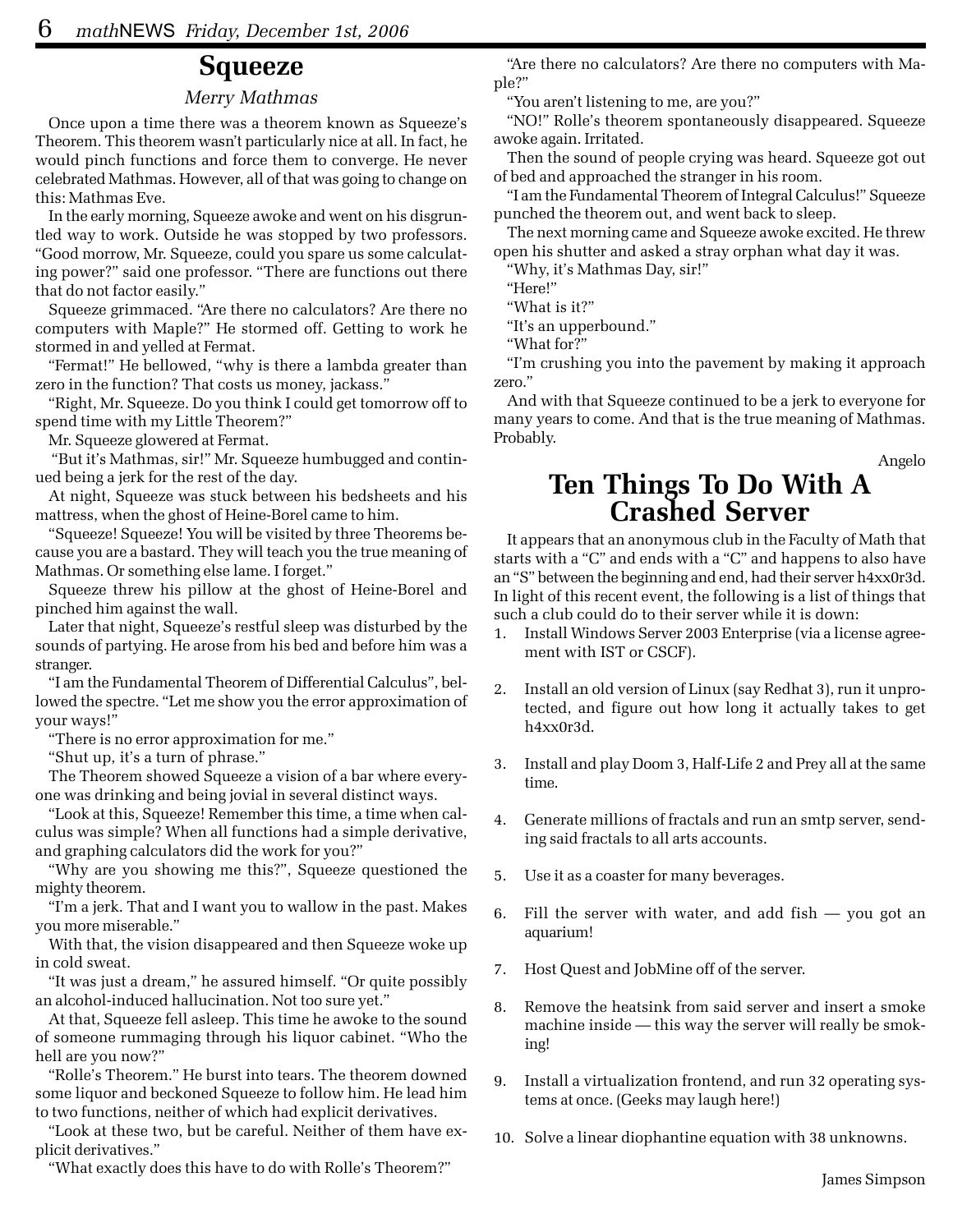# Squeeze

*Merry Mathmas*

Once upon a time there was a theorem known as Squeeze's Theorem. This theorem wasn't particularly nice at all. In fact, he would pinch functions and force them to converge. He never celebrated Mathmas. However, all of that was going to change on this: Mathmas Eve.

In the early morning, Squeeze awoke and went on his disgruntled way to work. Outside he was stopped by two professors. "Good morrow, Mr. Squeeze, could you spare us some calculating power?" said one professor. "There are functions out there that do not factor easily."

Squeeze grimmaced. "Are there no calculators? Are there no computers with Maple?" He stormed off. Getting to work he stormed in and yelled at Fermat.

"Fermat!" He bellowed, "why is there a lambda greater than zero in the function? That costs us money, jackass."

"Right, Mr. Squeeze. Do you think I could get tomorrow off to spend time with my Little Theorem?"

Mr. Squeeze glowered at Fermat.

"But it's Mathmas, sir!" Mr. Squeeze humbugged and continued being a jerk for the rest of the day.

At night, Squeeze was stuck between his bedsheets and his mattress, when the ghost of Heine-Borel came to him.

"Squeeze! Squeeze! You will be visited by three Theorems because you are a bastard. They will teach you the true meaning of Mathmas. Or something else lame. I forget."

Squeeze threw his pillow at the ghost of Heine-Borel and pinched him against the wall.

Later that night, Squeeze's restful sleep was disturbed by the sounds of partying. He arose from his bed and before him was a stranger.

"I am the Fundamental Theorem of Differential Calculus", bellowed the spectre. "Let me show you the error approximation of your ways!"

"There is no error approximation for me."

"Shut up, it's a turn of phrase."

The Theorem showed Squeeze a vision of a bar where everyone was drinking and being jovial in several distinct ways.

"Look at this, Squeeze! Remember this time, a time when calculus was simple? When all functions had a simple derivative, and graphing calculators did the work for you?"

"Why are you showing me this?", Squeeze questioned the mighty theorem.

"I'm a jerk. That and I want you to wallow in the past. Makes you more miserable."

With that, the vision disappeared and then Squeeze woke up in cold sweat.

"It was just a dream," he assured himself. "Or quite possibly an alcohol-induced hallucination. Not too sure yet."

At that, Squeeze fell asleep. This time he awoke to the sound of someone rummaging through his liquor cabinet. "Who the hell are you now?"

"Rolle's Theorem." He burst into tears. The theorem downed some liquor and beckoned Squeeze to follow him. He lead him to two functions, neither of which had explicit derivatives.

"Look at these two, but be careful. Neither of them have explicit derivatives."

"What exactly does this have to do with Rolle's Theorem?"

"Are there no calculators? Are there no computers with Maple?"

"You aren't listening to me, are you?"

"NO!" Rolle's theorem spontaneously disappeared. Squeeze awoke again. Irritated.

Then the sound of people crying was heard. Squeeze got out of bed and approached the stranger in his room.

"I am the Fundamental Theorem of Integral Calculus!" Squeeze punched the theorem out, and went back to sleep.

The next morning came and Squeeze awoke excited. He threw open his shutter and asked a stray orphan what day it was.

"Why, it's Mathmas Day, sir!"

"Here!"

"What is it?"

"It's an upperbound."

"What for?"

"I'm crushing you into the pavement by making it approach zero."

And with that Squeeze continued to be a jerk to everyone for many years to come. And that is the true meaning of Mathmas. Probably.

Angelo

# Ten Things To Do With A Crashed Server

It appears that an anonymous club in the Faculty of Math that starts with a "C" and ends with a "C" and happens to also have an "S" between the beginning and end, had their server h4xx0r3d. In light of this recent event, the following is a list of things that such a club could do to their server while it is down:

1. Install Windows Server 2003 Enterprise (via a license agreement with IST or CSCF).
2. Install an old version of Linux (say Redhat 3), run it unprotected, and figure out how long it actually takes to get h4xx0r3d.
3. Install and play Doom 3, Half-Life 2 and Prey all at the same time.
4. Generate millions of fractals and run an smtp server, sending said fractals to all arts accounts.
5. Use it as a coaster for many beverages.
6. Fill the server with water, and add fish — you got an aquarium!
7. Host Quest and JobMine off of the server.
8. Remove the heatsink from said server and insert a smoke machine inside — this way the server will really be smoking!
9. Install a virtualization frontend, and run 32 operating systems at once. (Geeks may laugh here!)
10. Solve a linear diophantine equation with 38 unknowns.

James Simpson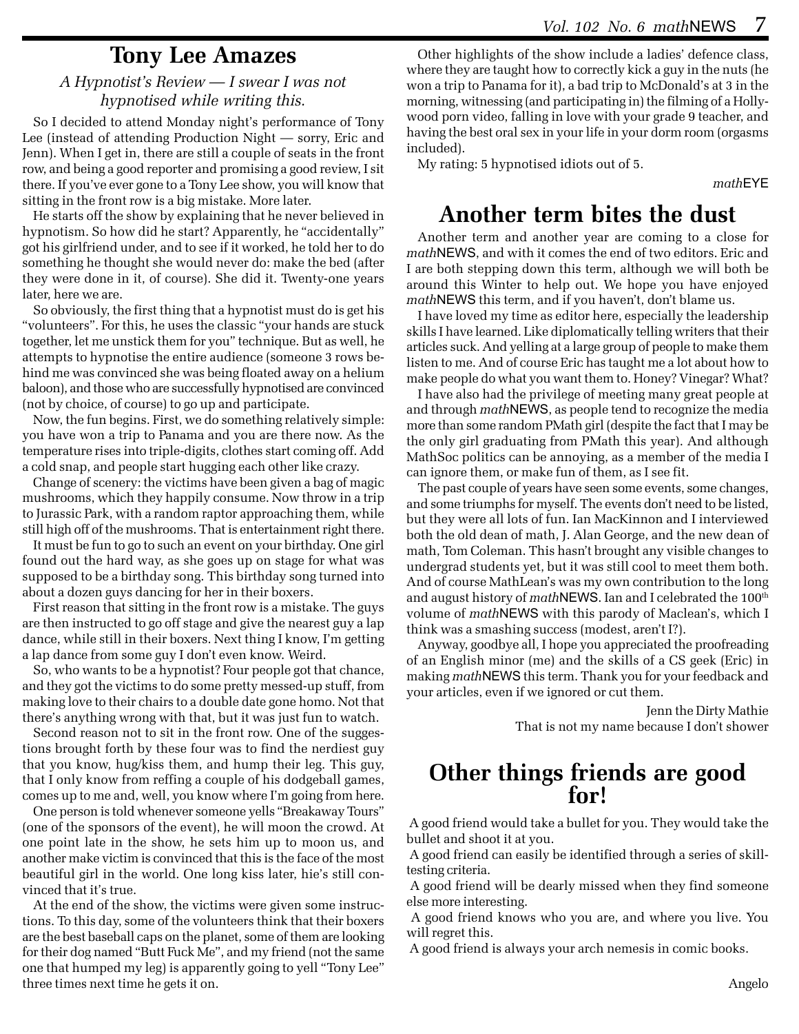# Tony Lee Amazes

*A Hypnotist's Review — I swear I was not hypnotised while writing this.*

So I decided to attend Monday night's performance of Tony Lee (instead of attending Production Night — sorry, Eric and Jenn). When I get in, there are still a couple of seats in the front row, and being a good reporter and promising a good review, I sit there. If you've ever gone to a Tony Lee show, you will know that sitting in the front row is a big mistake. More later.

He starts off the show by explaining that he never believed in hypnotism. So how did he start? Apparently, he "accidentally" got his girlfriend under, and to see if it worked, he told her to do something he thought she would never do: make the bed (after they were done in it, of course). She did it. Twenty-one years later, here we are.

So obviously, the first thing that a hypnotist must do is get his "volunteers". For this, he uses the classic "your hands are stuck together, let me unstick them for you" technique. But as well, he attempts to hypnotise the entire audience (someone 3 rows behind me was convinced she was being floated away on a helium baloon), and those who are successfully hypnotised are convinced (not by choice, of course) to go up and participate.

Now, the fun begins. First, we do something relatively simple: you have won a trip to Panama and you are there now. As the temperature rises into triple-digits, clothes start coming off. Add a cold snap, and people start hugging each other like crazy.

Change of scenery: the victims have been given a bag of magic mushrooms, which they happily consume. Now throw in a trip to Jurassic Park, with a random raptor approaching them, while still high off of the mushrooms. That is entertainment right there.

It must be fun to go to such an event on your birthday. One girl found out the hard way, as she goes up on stage for what was supposed to be a birthday song. This birthday song turned into about a dozen guys dancing for her in their boxers.

First reason that sitting in the front row is a mistake. The guys are then instructed to go off stage and give the nearest guy a lap dance, while still in their boxers. Next thing I know, I'm getting a lap dance from some guy I don't even know. Weird.

So, who wants to be a hypnotist? Four people got that chance, and they got the victims to do some pretty messed-up stuff, from making love to their chairs to a double date gone homo. Not that there's anything wrong with that, but it was just fun to watch.

Second reason not to sit in the front row. One of the suggestions brought forth by these four was to find the nerdiest guy that you know, hug/kiss them, and hump their leg. This guy, that I only know from reffing a couple of his dodgeball games, comes up to me and, well, you know where I'm going from here.

One person is told whenever someone yells "Breakaway Tours" (one of the sponsors of the event), he will moon the crowd. At one point late in the show, he sets him up to moon us, and another make victim is convinced that this is the face of the most beautiful girl in the world. One long kiss later, hie's still convinced that it's true.

At the end of the show, the victims were given some instructions. To this day, some of the volunteers think that their boxers are the best baseball caps on the planet, some of them are looking for their dog named "Butt Fuck Me", and my friend (not the same one that humped my leg) is apparently going to yell "Tony Lee" three times next time he gets it on.

Other highlights of the show include a ladies' defence class, where they are taught how to correctly kick a guy in the nuts (he won a trip to Panama for it), a bad trip to McDonald's at 3 in the morning, witnessing (and participating in) the filming of a Hollywood porn video, falling in love with your grade 9 teacher, and having the best oral sex in your life in your dorm room (orgasms included).

My rating: 5 hypnotised idiots out of 5.

*math*EYE

# Another term bites the dust

Another term and another year are coming to a close for *math*NEWS, and with it comes the end of two editors. Eric and I are both stepping down this term, although we will both be around this Winter to help out. We hope you have enjoyed *math*NEWS this term, and if you haven't, don't blame us.

I have loved my time as editor here, especially the leadership skills I have learned. Like diplomatically telling writers that their articles suck. And yelling at a large group of people to make them listen to me. And of course Eric has taught me a lot about how to make people do what you want them to. Honey? Vinegar? What?

I have also had the privilege of meeting many great people at and through *math*NEWS, as people tend to recognize the media more than some random PMath girl (despite the fact that I may be the only girl graduating from PMath this year). And although MathSoc politics can be annoying, as a member of the media I can ignore them, or make fun of them, as I see fit.

The past couple of years have seen some events, some changes, and some triumphs for myself. The events don't need to be listed, but they were all lots of fun. Ian MacKinnon and I interviewed both the old dean of math, J. Alan George, and the new dean of math, Tom Coleman. This hasn't brought any visible changes to undergrad students yet, but it was still cool to meet them both. And of course MathLean's was my own contribution to the long and august history of *math*NEWS. Ian and I celebrated the 100th volume of *math*NEWS with this parody of Maclean's, which I think was a smashing success (modest, aren't I?).

Anyway, goodbye all, I hope you appreciated the proofreading of an English minor (me) and the skills of a CS geek (Eric) in making *math*NEWS this term. Thank you for your feedback and your articles, even if we ignored or cut them.

Jenn the Dirty Mathie
That is not my name because I don't shower

# Other things friends are good for!

A good friend would take a bullet for you. They would take the bullet and shoot it at you.

A good friend can easily be identified through a series of skill-testing criteria.

A good friend will be dearly missed when they find someone else more interesting.

A good friend knows who you are, and where you live. You will regret this.

A good friend is always your arch nemesis in comic books.

Angelo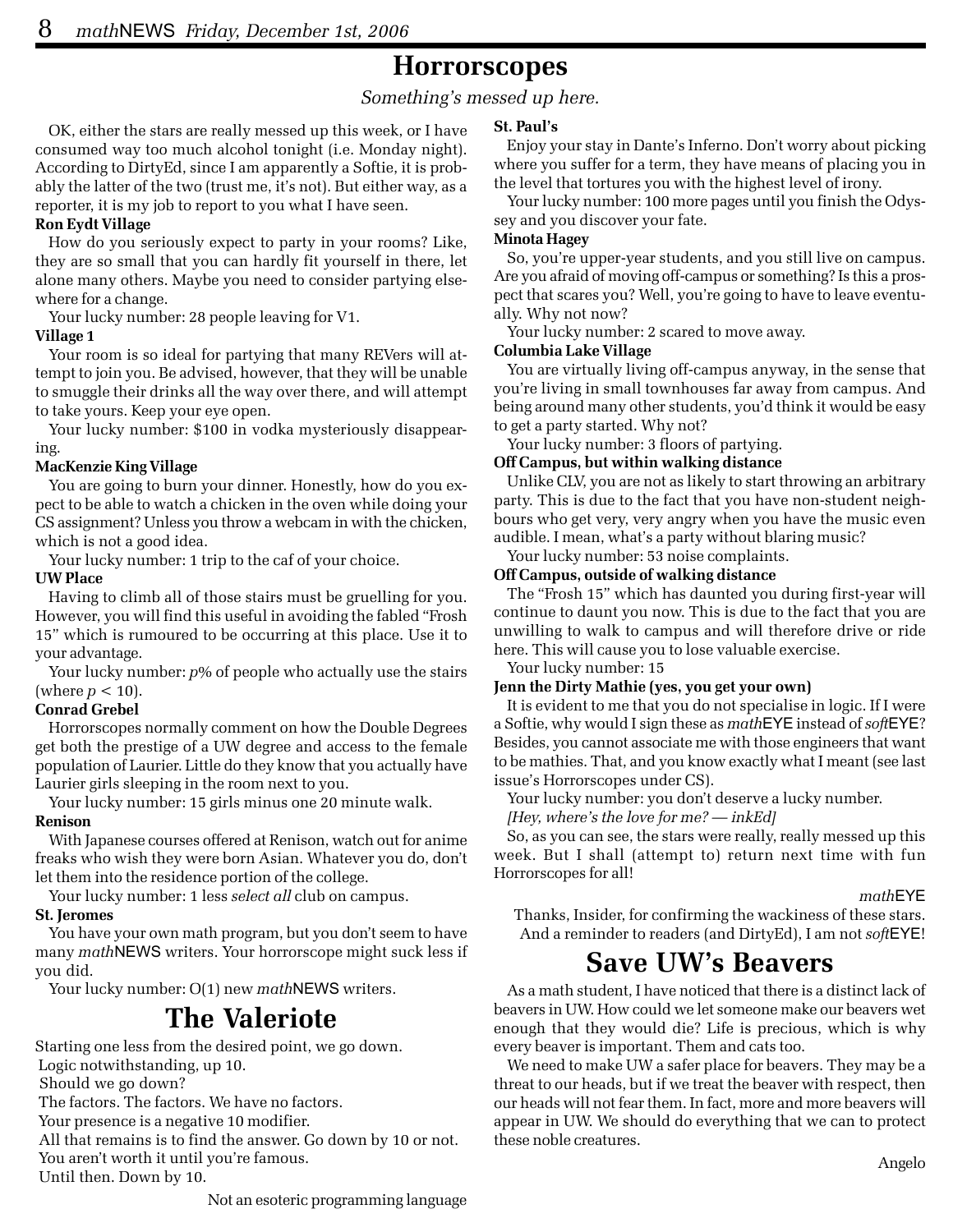# Horrorscopes

*Something's messed up here.*

OK, either the stars are really messed up this week, or I have consumed way too much alcohol tonight (i.e. Monday night). According to DirtyEd, since I am apparently a Softie, it is probably the latter of the two (trust me, it's not). But either way, as a reporter, it is my job to report to you what I have seen.

**Ron Eydt Village**

How do you seriously expect to party in your rooms? Like, they are so small that you can hardly fit yourself in there, let alone many others. Maybe you need to consider partying elsewhere for a change.

Your lucky number: 28 people leaving for V1.

**Village 1**

Your room is so ideal for partying that many REVers will attempt to join you. Be advised, however, that they will be unable to smuggle their drinks all the way over there, and will attempt to take yours. Keep your eye open.

Your lucky number: $100 in vodka mysteriously disappearing.

**MacKenzie King Village**

You are going to burn your dinner. Honestly, how do you expect to be able to watch a chicken in the oven while doing your CS assignment? Unless you throw a webcam in with the chicken, which is not a good idea.

Your lucky number: 1 trip to the caf of your choice.

**UW Place**

Having to climb all of those stairs must be gruelling for you. However, you will find this useful in avoiding the fabled "Frosh 15" which is rumoured to be occurring at this place. Use it to your advantage.

Your lucky number: $p$% of people who actually use the stairs (where $p < 10$).

**Conrad Grebel**

Horrorscopes normally comment on how the Double Degrees get both the prestige of a UW degree and access to the female population of Laurier. Little do they know that you actually have Laurier girls sleeping in the room next to you.

Your lucky number: 15 girls minus one 20 minute walk.

**Renison**

With Japanese courses offered at Renison, watch out for anime freaks who wish they were born Asian. Whatever you do, don't let them into the residence portion of the college.

Your lucky number: 1 less *select all* club on campus.

**St. Jeromes**

You have your own math program, but you don't seem to have many *math*NEWS writers. Your horrorscope might suck less if you did.

Your lucky number: O(1) new *math*NEWS writers.

**St. Paul's**

Enjoy your stay in Dante's Inferno. Don't worry about picking where you suffer for a term, they have means of placing you in the level that tortures you with the highest level of irony.

Your lucky number: 100 more pages until you finish the Odyssey and you discover your fate.

**Minota Hagey**

So, you're upper-year students, and you still live on campus. Are you afraid of moving off-campus or something? Is this a prospect that scares you? Well, you're going to have to leave eventually. Why not now?

Your lucky number: 2 scared to move away.

**Columbia Lake Village**

You are virtually living off-campus anyway, in the sense that you're living in small townhouses far away from campus. And being around many other students, you'd think it would be easy to get a party started. Why not?

Your lucky number: 3 floors of partying.

**Off Campus, but within walking distance**

Unlike CLV, you are not as likely to start throwing an arbitrary party. This is due to the fact that you have non-student neighbours who get very, very angry when you have the music even audible. I mean, what's a party without blaring music?

Your lucky number: 53 noise complaints.

**Off Campus, outside of walking distance**

The "Frosh 15" which has daunted you during first-year will continue to daunt you now. This is due to the fact that you are unwilling to walk to campus and will therefore drive or ride here. This will cause you to lose valuable exercise.

Your lucky number: 15

**Jenn the Dirty Mathie (yes, you get your own)**

It is evident to me that you do not specialise in logic. If I were a Softie, why would I sign these as *math*EYE instead of *soft*EYE? Besides, you cannot associate me with those engineers that want to be mathies. That, and you know exactly what I meant (see last issue's Horrorscopes under CS).

Your lucky number: you don't deserve a lucky number.

*[Hey, where's the love for me? — inkEd]*

So, as you can see, the stars were really, really messed up this week. But I shall (attempt to) return next time with fun Horrorscopes for all!

*math*EYE

Thanks, Insider, for confirming the wackiness of these stars.
And a reminder to readers (and DirtyEd), I am not *soft*EYE!

# The Valeriote

Starting one less from the desired point, we go down.
Logic notwithstanding, up 10.
Should we go down?
The factors. The factors. We have no factors.
Your presence is a negative 10 modifier.
All that remains is to find the answer. Go down by 10 or not.
You aren't worth it until you're famous.
Until then. Down by 10.

Not an esoteric programming language

# Save UW's Beavers

As a math student, I have noticed that there is a distinct lack of beavers in UW. How could we let someone make our beavers wet enough that they would die? Life is precious, which is why every beaver is important. Them and cats too.

We need to make UW a safer place for beavers. They may be a threat to our heads, but if we treat the beaver with respect, then our heads will not fear them. In fact, more and more beavers will appear in UW. We should do everything that we can to protect these noble creatures.

Angelo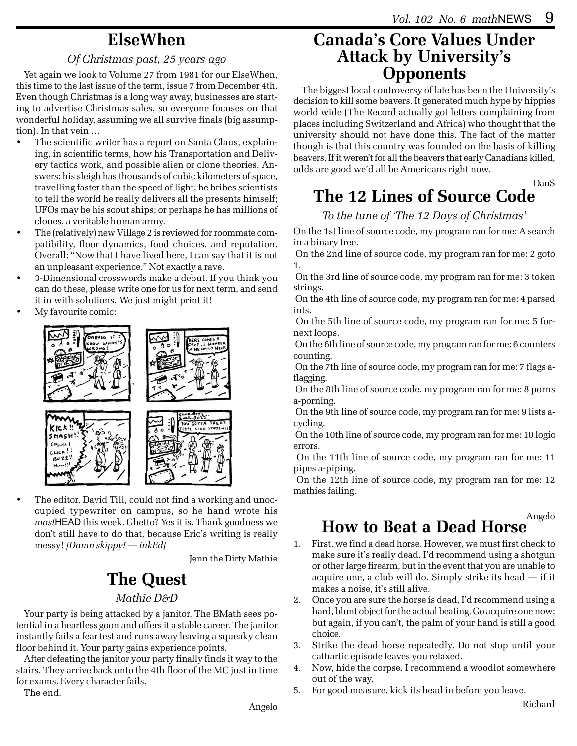## ElseWhen

*Of Christmas past, 25 years ago*

Yet again we look to Volume 27 from 1981 for our ElseWhen, this time to the last issue of the term, issue 7 from December 4th. Even though Christmas is a long way away, businesses are starting to advertise Christmas sales, so everyone focuses on that wonderful holiday, assuming we all survive finals (big assumption). In that vein …

- The scientific writer has a report on Santa Claus, explaining, in scientific terms, how his Transportation and Delivery tactics work, and possible alien or clone theories. Answers: his sleigh has thousands of cubic kilometers of space, travelling faster than the speed of light; he bribes scientists to tell the world he really delivers all the presents himself; UFOs may be his scout ships; or perhaps he has millions of clones, a veritable human army.
- The (relatively) new Village 2 is reviewed for roommate compatibility, floor dynamics, food choices, and reputation. Overall: "Now that I have lived here, I can say that it is not an unpleasant experience." Not exactly a rave.
- 3-Dimensional crosswords make a debut. If you think you can do these, please write one for us for next term, and send it in with solutions. We just might print it!
- My favourite comic:
- The editor, David Till, could not find a working and unoccupied typewriter on campus, so he hand wrote his *mast*HEAD this week. Ghetto? Yes it is. Thank goodness we don't still have to do that, because Eric's writing is really messy! *[Damn skippy! — inkEd]*

Jenn the Dirty Mathie

## The Quest

*Mathie D&D*

Your party is being attacked by a janitor. The BMath sees potential in a heartless goon and offers it a stable career. The janitor instantly fails a fear test and runs away leaving a squeaky clean floor behind it. Your party gains experience points.

After defeating the janitor your party finally finds it way to the stairs. They arrive back onto the 4th floor of the MC just in time for exams. Every character fails.

The end.

Angelo

## Canada's Core Values Under Attack by University's Opponents

The biggest local controversy of late has been the University's decision to kill some beavers. It generated much hype by hippies world wide (The Record actually got letters complaining from places including Switzerland and Africa) who thought that the university should not have done this. The fact of the matter though is that this country was founded on the basis of killing beavers. If it weren't for all the beavers that early Canadians killed, odds are good we'd all be Americans right now.

DanS

## The 12 Lines of Source Code

*To the tune of 'The 12 Days of Christmas'*

On the 1st line of source code, my program ran for me: A search in a binary tree.

On the 2nd line of source code, my program ran for me: 2 goto 1.

On the 3rd line of source code, my program ran for me: 3 token strings.

On the 4th line of source code, my program ran for me: 4 parsed ints.

On the 5th line of source code, my program ran for me: 5 for-next loops.

On the 6th line of source code, my program ran for me: 6 counters counting.

On the 7th line of source code, my program ran for me: 7 flags a-flagging.

On the 8th line of source code, my program ran for me: 8 porns a-porning.

On the 9th line of source code, my program ran for me: 9 lists a-cycling.

On the 10th line of source code, my program ran for me: 10 logic errors.

On the 11th line of source code, my program ran for me: 11 pipes a-piping.

On the 12th line of source code, my program ran for me: 12 mathies failing.

Angelo

## How to Beat a Dead Horse

1. First, we find a dead horse. However, we must first check to make sure it's really dead. I'd recommend using a shotgun or other large firearm, but in the event that you are unable to acquire one, a club will do. Simply strike its head — if it makes a noise, it's still alive.
2. Once you are sure the horse is dead, I'd recommend using a hard, blunt object for the actual beating. Go acquire one now; but again, if you can't, the palm of your hand is still a good choice.
3. Strike the dead horse repeatedly. Do not stop until your cathartic episode leaves you relaxed.
4. Now, hide the corpse. I recommend a woodlot somewhere out of the way.
5. For good measure, kick its head in before you leave.

Richard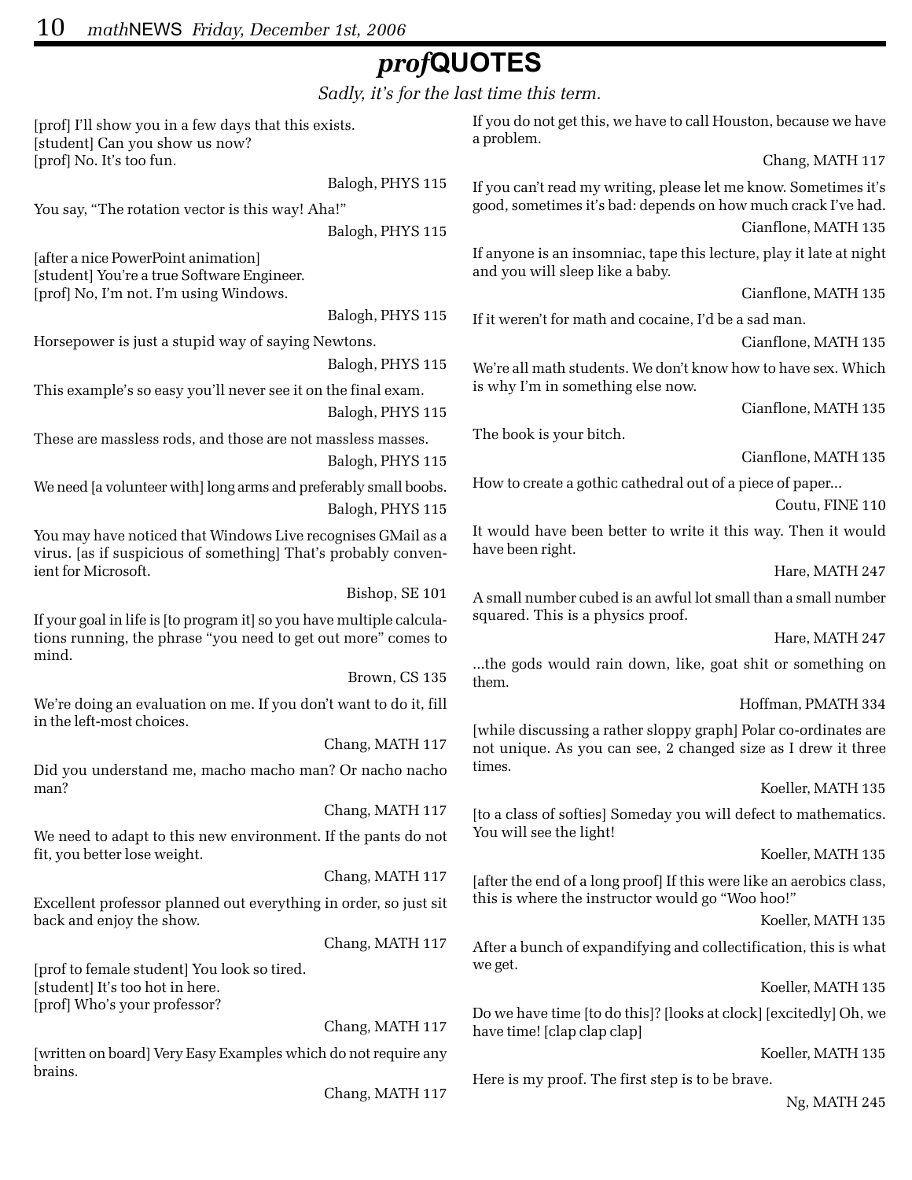# *prof*QUOTES

*Sadly, it's for the last time this term.*

[prof] I'll show you in a few days that this exists.
[student] Can you show us now?
[prof] No. It's too fun.

Balogh, PHYS 115

You say, "The rotation vector is this way! Aha!"

Balogh, PHYS 115

[after a nice PowerPoint animation]
[student] You're a true Software Engineer.
[prof] No, I'm not. I'm using Windows.

Balogh, PHYS 115

Horsepower is just a stupid way of saying Newtons.

Balogh, PHYS 115

This example's so easy you'll never see it on the final exam.

Balogh, PHYS 115

These are massless rods, and those are not massless masses.

Balogh, PHYS 115

We need [a volunteer with] long arms and preferably small boobs.

Balogh, PHYS 115

You may have noticed that Windows Live recognises GMail as a virus. [as if suspicious of something] That's probably convenient for Microsoft.

Bishop, SE 101

If your goal in life is [to program it] so you have multiple calculations running, the phrase "you need to get out more" comes to mind.

Brown, CS 135

We're doing an evaluation on me. If you don't want to do it, fill in the left-most choices.

Chang, MATH 117

Did you understand me, macho macho man? Or nacho nacho man?

Chang, MATH 117

We need to adapt to this new environment. If the pants do not fit, you better lose weight.

Chang, MATH 117

Excellent professor planned out everything in order, so just sit back and enjoy the show.

Chang, MATH 117

[prof to female student] You look so tired.
[student] It's too hot in here.
[prof] Who's your professor?

Chang, MATH 117

[written on board] Very Easy Examples which do not require any brains.

Chang, MATH 117

If you do not get this, we have to call Houston, because we have a problem.

Chang, MATH 117

If you can't read my writing, please let me know. Sometimes it's good, sometimes it's bad: depends on how much crack I've had.

Cianflone, MATH 135

If anyone is an insomniac, tape this lecture, play it late at night and you will sleep like a baby.

Cianflone, MATH 135

If it weren't for math and cocaine, I'd be a sad man.

Cianflone, MATH 135

We're all math students. We don't know how to have sex. Which is why I'm in something else now.

Cianflone, MATH 135

The book is your bitch.

Cianflone, MATH 135

How to create a gothic cathedral out of a piece of paper...

Coutu, FINE 110

It would have been better to write it this way. Then it would have been right.

Hare, MATH 247

A small number cubed is an awful lot small than a small number squared. This is a physics proof.

Hare, MATH 247

...the gods would rain down, like, goat shit or something on them.

Hoffman, PMATH 334

[while discussing a rather sloppy graph] Polar co-ordinates are not unique. As you can see, 2 changed size as I drew it three times.

Koeller, MATH 135

[to a class of softies] Someday you will defect to mathematics. You will see the light!

Koeller, MATH 135

[after the end of a long proof] If this were like an aerobics class, this is where the instructor would go "Woo hoo!"

Koeller, MATH 135

After a bunch of expandifying and collectification, this is what we get.

Koeller, MATH 135

Do we have time [to do this]? [looks at clock] [excitedly] Oh, we have time! [clap clap clap]

Koeller, MATH 135

Here is my proof. The first step is to be brave.

Ng, MATH 245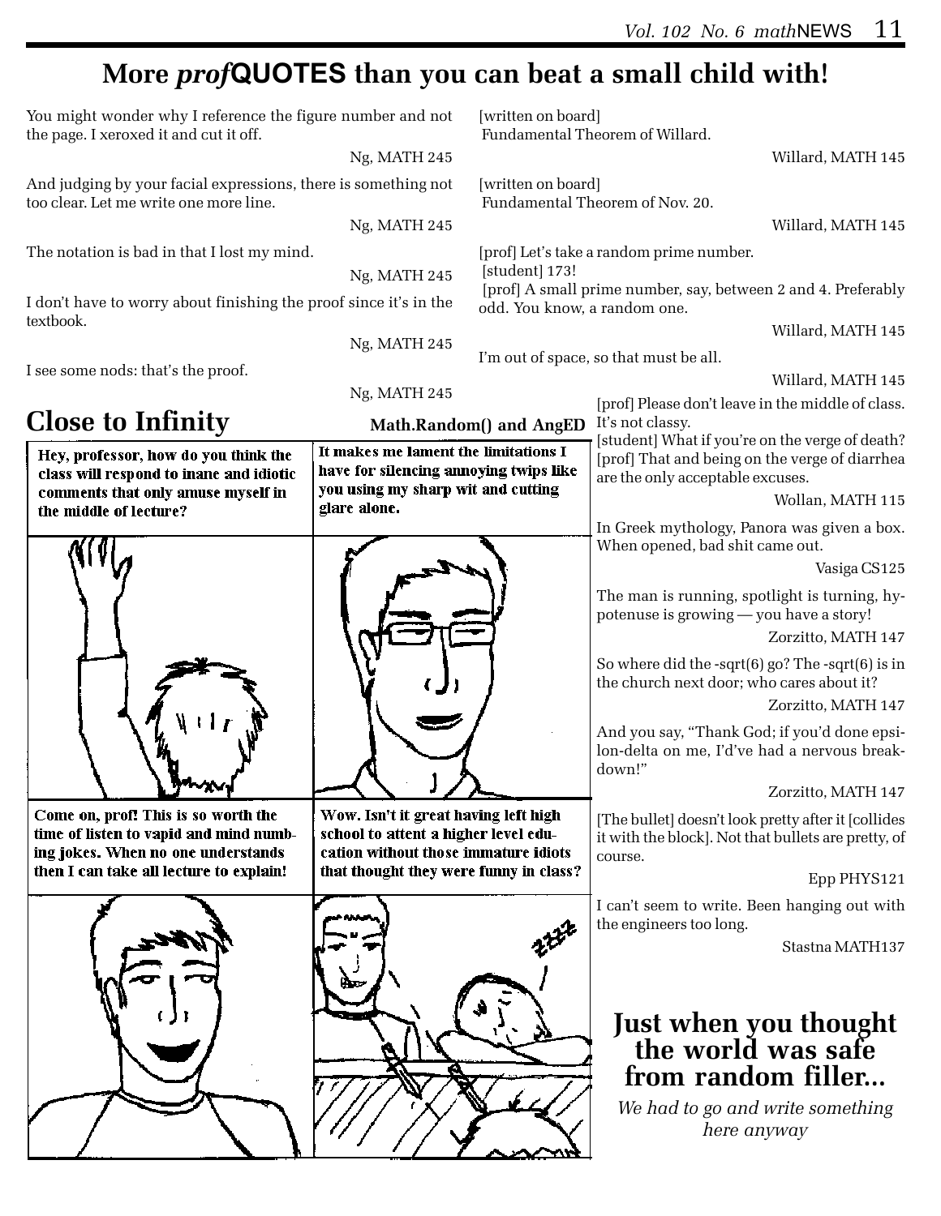# More *prof*QUOTES than you can beat a small child with!

You might wonder why I reference the figure number and not the page. I xeroxed it and cut it off.

Ng, MATH 245

And judging by your facial expressions, there is something not too clear. Let me write one more line.

Ng, MATH 245

The notation is bad in that I lost my mind.

Ng, MATH 245

I don't have to worry about finishing the proof since it's in the textbook.

Ng, MATH 245

I see some nods: that's the proof.

Ng, MATH 245

[written on board]
Fundamental Theorem of Willard.

Willard, MATH 145

[written on board]
Fundamental Theorem of Nov. 20.

Willard, MATH 145

[prof] Let's take a random prime number.
[student] 173!
[prof] A small prime number, say, between 2 and 4. Preferably odd. You know, a random one.

Willard, MATH 145

I'm out of space, so that must be all.

Willard, MATH 145

[prof] Please don't leave in the middle of class. It's not classy.
[student] What if you're on the verge of death?
[prof] That and being on the verge of diarrhea are the only acceptable excuses.

Wollan, MATH 115

In Greek mythology, Panora was given a box. When opened, bad shit came out.

Vasiga CS125

The man is running, spotlight is turning, hypotenuse is growing — you have a story!

Zorzitto, MATH 147

So where did the -sqrt(6) go? The -sqrt(6) is in the church next door; who cares about it?

Zorzitto, MATH 147

And you say, "Thank God; if you'd done epsilon-delta on me, I'd've had a nervous breakdown!"

Zorzitto, MATH 147

[The bullet] doesn't look pretty after it [collides it with the block]. Not that bullets are pretty, of course.

Epp PHYS121

I can't seem to write. Been hanging out with the engineers too long.

Stastna MATH137

## Close to Infinity

**Math.Random() and AngED**

Hey, professor, how do you think the class will respond to inane and idiotic comments that only amuse myself in the middle of lecture?

It makes me lament the limitations I have for silencing annoying twips like you using my sharp wit and cutting glare alone.

Come on, prof! This is so worth the time of listen to vapid and mind numbing jokes. When no one understands then I can take all lecture to explain!

Wow. Isn't it great having left high school to attent a higher level education without those immature idiots that thought they were funny in class?

## Just when you thought the world was safe from random filler...

*We had to go and write something here anyway*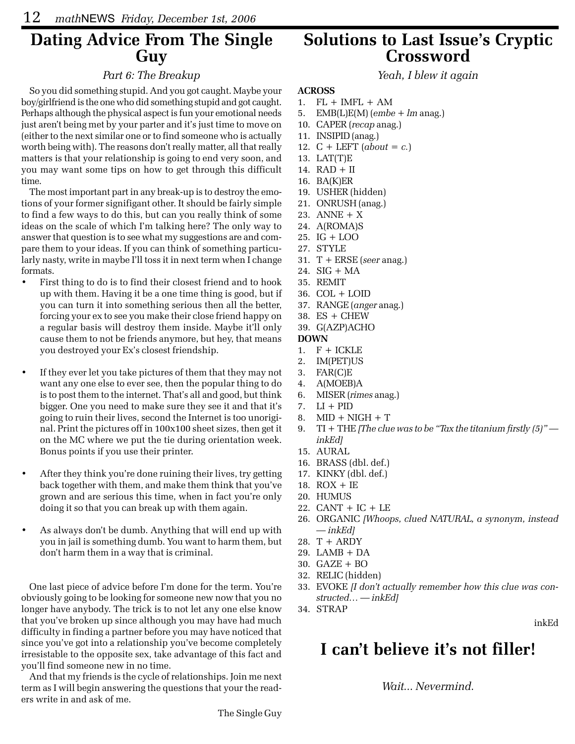## Dating Advice From The Single Guy

*Part 6: The Breakup*

So you did something stupid. And you got caught. Maybe your boy/girlfriend is the one who did something stupid and got caught. Perhaps although the physical aspect is fun your emotional needs just aren't being met by your parter and it's just time to move on (either to the next similar one or to find someone who is actually worth being with). The reasons don't really matter, all that really matters is that your relationship is going to end very soon, and you may want some tips on how to get through this difficult time.

The most important part in any break-up is to destroy the emotions of your former signifigant other. It should be fairly simple to find a few ways to do this, but can you really think of some ideas on the scale of which I'm talking here? The only way to answer that question is to see what my suggestions are and compare them to your ideas. If you can think of something particularly nasty, write in maybe I'll toss it in next term when I change formats.

- First thing to do is to find their closest friend and to hook up with them. Having it be a one time thing is good, but if you can turn it into something serious then all the better, forcing your ex to see you make their close friend happy on a regular basis will destroy them inside. Maybe it'll only cause them to not be friends anymore, but hey, that means you destroyed your Ex's closest friendship.

- If they ever let you take pictures of them that they may not want any one else to ever see, then the popular thing to do is to post them to the internet. That's all and good, but think bigger. One you need to make sure they see it and that it's going to ruin their lives, second the Internet is too unoriginal. Print the pictures off in 100x100 sheet sizes, then get it on the MC where we put the tie during orientation week. Bonus points if you use their printer.

- After they think you're done ruining their lives, try getting back together with them, and make them think that you've grown and are serious this time, when in fact you're only doing it so that you can break up with them again.

- As always don't be dumb. Anything that will end up with you in jail is something dumb. You want to harm them, but don't harm them in a way that is criminal.

One last piece of advice before I'm done for the term. You're obviously going to be looking for someone new now that you no longer have anybody. The trick is to not let any one else know that you've broken up since although you may have had much difficulty in finding a partner before you may have noticed that since you've got into a relationship you've become completely irresistable to the opposite sex, take advantage of this fact and you'll find someone new in no time.

And that my friends is the cycle of relationships. Join me next term as I will begin answering the questions that your the readers write in and ask of me.

The Single Guy

## Solutions to Last Issue's Cryptic Crossword

*Yeah, I blew it again*

**ACROSS**

1. FL + IMFL + AM
5. EMB(L)E(M) (*embe* + *lm* anag.)
10. CAPER (*recap* anag.)
11. INSIPID (anag.)
12. C + LEFT (*about = c.*)
13. LAT(T)E
14. RAD + II
16. BA(K)ER
19. USHER (hidden)
21. ONRUSH (anag.)
23. ANNE + X
24. A(ROMA)S
25. IG + LOO
27. STYLE
31. T + ERSE (*seer* anag.)
24. SIG + MA
35. REMIT
36. COL + LOID
37. RANGE (*anger* anag.)
38. ES + CHEW
39. G(AZP)ACHO

**DOWN**

1. F + ICKLE
2. IM(PET)US
3. FAR(C)E
4. A(MOEB)A
6. MISER (*rimes* anag.)
7. LI + PID
8. MID + NIGH + T
9. TI + THE *[The clue was to be "Tax the titanium firstly (5)" — inkEd]*
15. AURAL
16. BRASS (dbl. def.)
17. KINKY (dbl. def.)
18. ROX + IE
20. HUMUS
22. CANT + IC + LE
26. ORGANIC *[Whoops, clued NATURAL, a synonym, instead — inkEd]*
28. T + ARDY
29. LAMB + DA
30. GAZE + BO
32. RELIC (hidden)
33. EVOKE *[I don't actually remember how this clue was constructed… — inkEd]*
34. STRAP

inkEd

## I can't believe it's not filler!

*Wait... Nevermind.*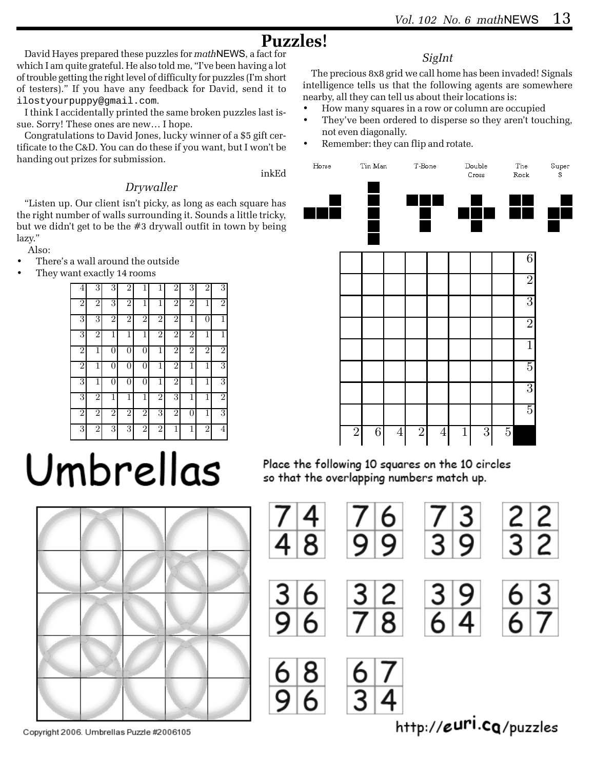# Puzzles!

David Hayes prepared these puzzles for *math*NEWS, a fact for which I am quite grateful. He also told me, "I've been having a lot of trouble getting the right level of difficulty for puzzles (I'm short of testers)." If you have any feedback for David, send it to `ilostyourpuppy@gmail.com`.

I think I accidentally printed the same broken puzzles last issue. Sorry! These ones are new… I hope.

Congratulations to David Jones, lucky winner of a $5 gift certificate to the C&D. You can do these if you want, but I won't be handing out prizes for submission.

inkEd

## *Drywaller*

"Listen up. Our client isn't picky, as long as each square has the right number of walls surrounding it. Sounds a little tricky, but we didn't get to be the #3 drywall outfit in town by being lazy."

Also:

- There's a wall around the outside
- They want exactly 14 rooms

| | | | | | | | | | |
|---|---|---|---|---|---|---|---|---|---|
| 4 | 3 | 3 | 2 | 1 | 1 | 2 | 3 | 2 | 3 |
| 2 | 2 | 3 | 2 | 1 | 1 | 2 | 2 | 1 | 2 |
| 3 | 3 | 2 | 2 | 2 | 2 | 2 | 1 | 0 | 1 |
| 3 | 2 | 1 | 1 | 1 | 2 | 2 | 2 | 1 | 1 |
| 2 | 1 | 0 | 0 | 0 | 1 | 2 | 2 | 2 | 2 |
| 2 | 1 | 0 | 0 | 0 | 1 | 2 | 1 | 1 | 3 |
| 3 | 1 | 0 | 0 | 0 | 1 | 2 | 1 | 1 | 3 |
| 3 | 2 | 1 | 1 | 1 | 2 | 3 | 1 | 1 | 2 |
| 2 | 2 | 2 | 2 | 2 | 3 | 2 | 0 | 1 | 3 |
| 3 | 2 | 3 | 3 | 2 | 2 | 1 | 1 | 2 | 4 |

## *SigInt*

The precious 8x8 grid we call home has been invaded! Signals intelligence tells us that the following agents are somewhere nearby, all they can tell us about their locations is:

- How many squares in a row or column are occupied
- They've been ordered to disperse so they aren't touching, not even diagonally.
- Remember: they can flip and rotate.

Horse — Tin Man — T-Bone — Double Cross — The Rock — Super S

| | | | | | | | | |
|---|---|---|---|---|---|---|---|---|
| | | | | | | | | 6 |
| | | | | | | | | 2 |
| | | | | | | | | 3 |
| | | | | | | | | 2 |
| | | | | | | | | 1 |
| | | | | | | | | 5 |
| | | | | | | | | 3 |
| | | | | | | | | 5 |
| 2 | 6 | 4 | 2 | 4 | 1 | 3 | 5 | |

# Umbrellas

Place the following 10 squares on the 10 circles so that the overlapping numbers match up.

| Square | Top | Bottom |
|---|---|---|
| 1 | 7 4 | 4 8 |
| 2 | 7 6 | 9 9 |
| 3 | 7 3 | 3 9 |
| 4 | 2 2 | 3 2 |
| 5 | 3 6 | 9 6 |
| 6 | 3 2 | 7 8 |
| 7 | 3 9 | 6 4 |
| 8 | 6 3 | 6 7 |
| 9 | 6 8 | 9 6 |
| 10 | 6 7 | 3 4 |

Copyright 2006. Umbrellas Puzzle #2006105

http://euri.ca/puzzles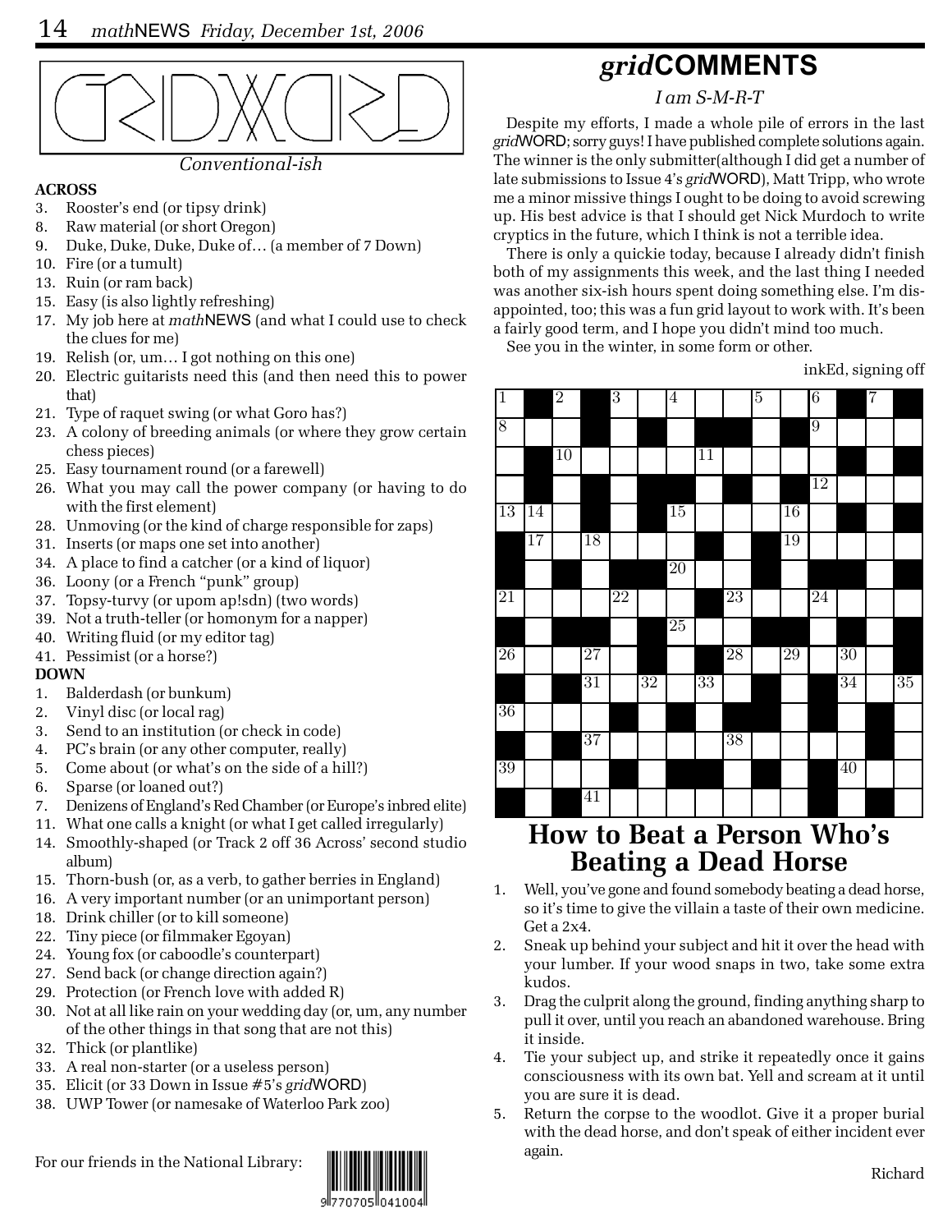# GRIDWORD

*Conventional-ish*

**ACROSS**

3. Rooster's end (or tipsy drink)
8. Raw material (or short Oregon)
9. Duke, Duke, Duke, Duke of… (a member of 7 Down)
10. Fire (or a tumult)
13. Ruin (or ram back)
15. Easy (is also lightly refreshing)
17. My job here at *math*NEWS (and what I could use to check the clues for me)
19. Relish (or, um… I got nothing on this one)
20. Electric guitarists need this (and then need this to power that)
21. Type of raquet swing (or what Goro has?)
23. A colony of breeding animals (or where they grow certain chess pieces)
25. Easy tournament round (or a farewell)
26. What you may call the power company (or having to do with the first element)
28. Unmoving (or the kind of charge responsible for zaps)
31. Inserts (or maps one set into another)
34. A place to find a catcher (or a kind of liquor)
36. Loony (or a French "punk" group)
37. Topsy-turvy (or upom ap!sdn) (two words)
39. Not a truth-teller (or homonym for a napper)
40. Writing fluid (or my editor tag)
41. Pessimist (or a horse?)

**DOWN**

1. Balderdash (or bunkum)
2. Vinyl disc (or local rag)
3. Send to an institution (or check in code)
4. PC's brain (or any other computer, really)
5. Come about (or what's on the side of a hill?)
6. Sparse (or loaned out?)
7. Denizens of England's Red Chamber (or Europe's inbred elite)
11. What one calls a knight (or what I get called irregularly)
14. Smoothly-shaped (or Track 2 off 36 Across' second studio album)
15. Thorn-bush (or, as a verb, to gather berries in England)
16. A very important number (or an unimportant person)
18. Drink chiller (or to kill someone)
22. Tiny piece (or filmmaker Egoyan)
24. Young fox (or caboodle's counterpart)
27. Send back (or change direction again?)
29. Protection (or French love with added R)
30. Not at all like rain on your wedding day (or, um, any number of the other things in that song that are not this)
32. Thick (or plantlike)
33. A real non-starter (or a useless person)
35. Elicit (or 33 Down in Issue #5's *grid*WORD)
38. UWP Tower (or namesake of Waterloo Park zoo)

For our friends in the National Library:

9 770705 041004

## *grid*COMMENTS

*I am S-M-R-T*

Despite my efforts, I made a whole pile of errors in the last *grid*WORD; sorry guys! I have published complete solutions again. The winner is the only submitter(although I did get a number of late submissions to Issue 4's *grid*WORD), Matt Tripp, who wrote me a minor missive things I ought to be doing to avoid screwing up. His best advice is that I should get Nick Murdoch to write cryptics in the future, which I think is not a terrible idea.

There is only a quickie today, because I already didn't finish both of my assignments this week, and the last thing I needed was another six-ish hours spent doing something else. I'm disappointed, too; this was a fun grid layout to work with. It's been a fairly good term, and I hope you didn't mind too much.

See you in the winter, in some form or other.

inkEd, signing off

## How to Beat a Person Who's Beating a Dead Horse

1. Well, you've gone and found somebody beating a dead horse, so it's time to give the villain a taste of their own medicine. Get a 2x4.
2. Sneak up behind your subject and hit it over the head with your lumber. If your wood snaps in two, take some extra kudos.
3. Drag the culprit along the ground, finding anything sharp to pull it over, until you reach an abandoned warehouse. Bring it inside.
4. Tie your subject up, and strike it repeatedly once it gains consciousness with its own bat. Yell and scream at it until you are sure it is dead.
5. Return the corpse to the woodlot. Give it a proper burial with the dead horse, and don't speak of either incident ever again.

Richard